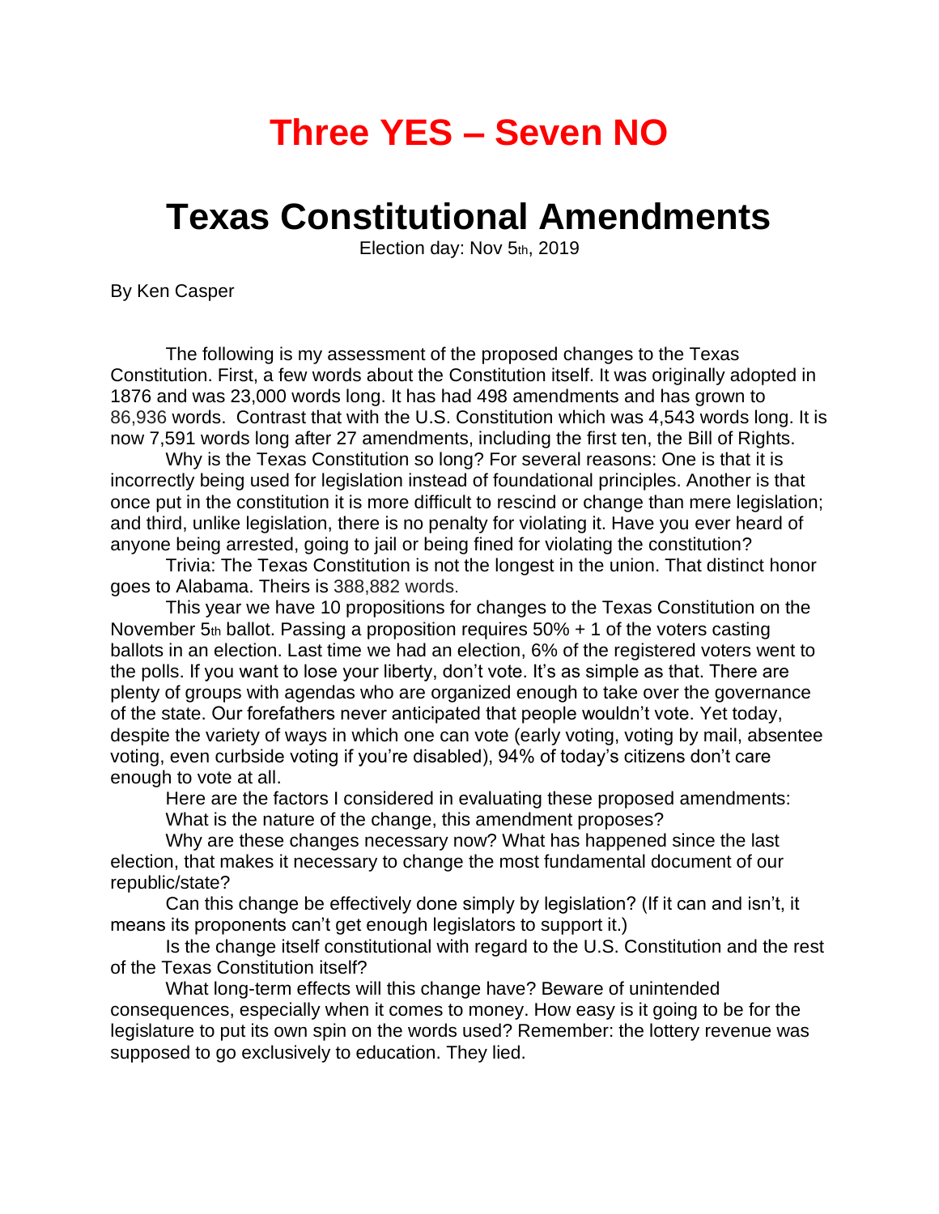# Three YES – Seven NO

# Texas Constitutional Amendments

Election day: Nov 5th, 2019

By Ken Casper

The following is my assessment of the proposed changes to the Texas Constitution. First, a few words about the Constitution itself. It was originally adopted in 1876 and was 23,000 words long. It has had 498 amendments and has grown to 86,936 words. Contrast that with the U.S. Constitution which was 4,543 words long. It is now 7,591 words long after 27 amendments, including the first ten, the Bill of Rights.

Why is the Texas Constitution so long? For several reasons: One is that it is incorrectly being used for legislation instead of foundational principles. Another is that once put in the constitution it is more difficult to rescind or change than mere legislation; and third, unlike legislation, there is no penalty for violating it. Have you ever heard of anyone being arrested, going to jail or being fined for violating the constitution?

Trivia: The Texas Constitution is not the longest in the union. That distinct honor goes to Alabama. Theirs is 388,882 words.

This year we have 10 propositions for changes to the Texas Constitution on the November 5th ballot. Passing a proposition requires 50% + 1 of the voters casting ballots in an election. Last time we had an election, 6% of the registered voters went to the polls. If you want to lose your liberty, don't vote. It's as simple as that. There are plenty of groups with agendas who are organized enough to take over the governance of the state. Our forefathers never anticipated that people wouldn't vote. Yet today, despite the variety of ways in which one can vote (early voting, voting by mail, absentee voting, even curbside voting if you're disabled), 94% of today's citizens don't care enough to vote at all.

Here are the factors I considered in evaluating these proposed amendments:

What is the nature of the change, this amendment proposes?

Why are these changes necessary now? What has happened since the last election, that makes it necessary to change the most fundamental document of our republic/state?

Can this change be effectively done simply by legislation? (If it can and isn't, it means its proponents can't get enough legislators to support it.)

Is the change itself constitutional with regard to the U.S. Constitution and the rest of the Texas Constitution itself?

What long-term effects will this change have? Beware of unintended consequences, especially when it comes to money. How easy is it going to be for the legislature to put its own spin on the words used? Remember: the lottery revenue was supposed to go exclusively to education. They lied.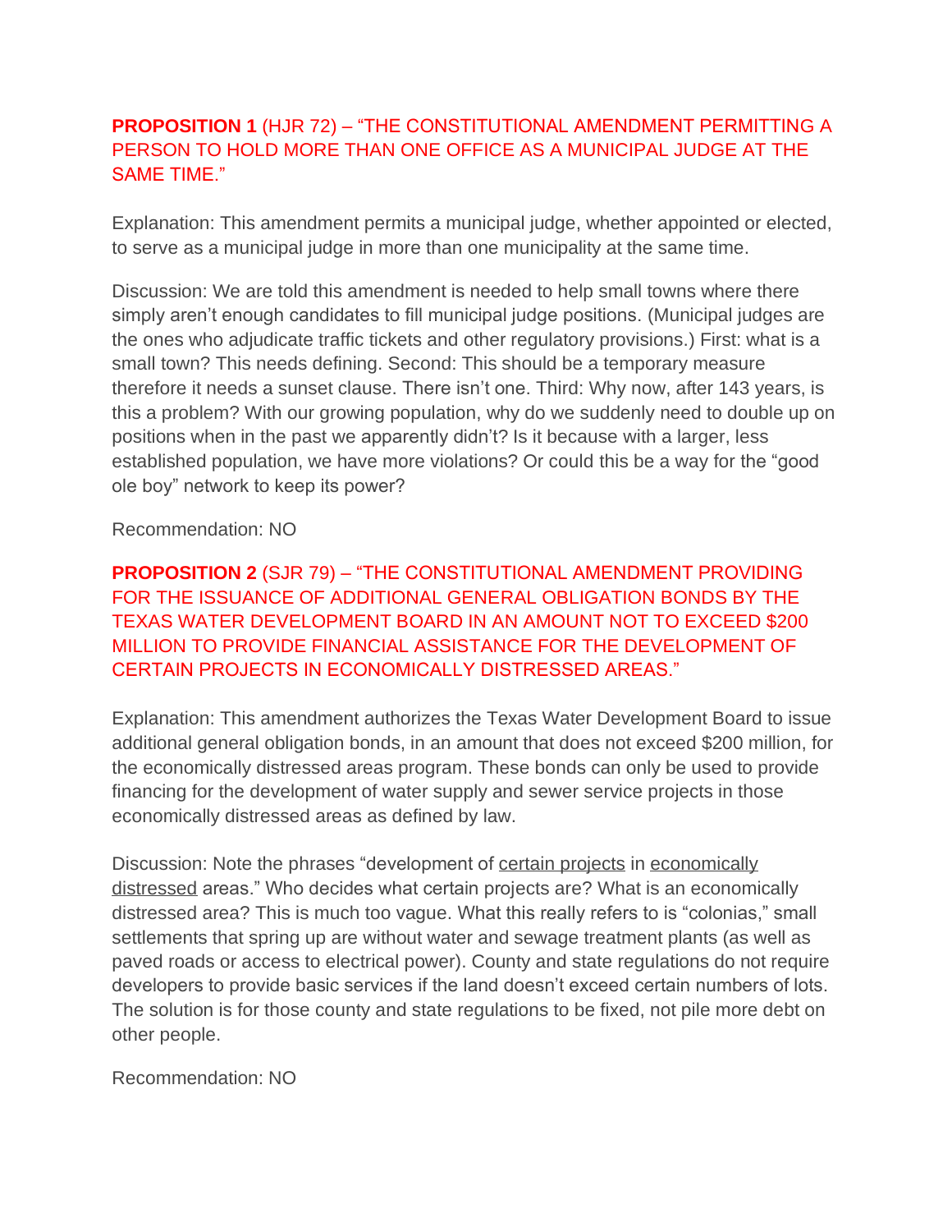**PROPOSITION 1** (HJR 72) – "THE CONSTITUTIONAL AMENDMENT PERMITTING A PERSON TO HOLD MORE THAN ONE OFFICE AS A MUNICIPAL JUDGE AT THE SAME TIME."

Explanation: This amendment permits a municipal judge, whether appointed or elected, to serve as a municipal judge in more than one municipality at the same time.

Discussion: We are told this amendment is needed to help small towns where there simply aren't enough candidates to fill municipal judge positions. (Municipal judges are the ones who adjudicate traffic tickets and other regulatory provisions.) First: what is a small town? This needs defining. Second: This should be a temporary measure therefore it needs a sunset clause. There isn't one. Third: Why now, after 143 years, is this a problem? With our growing population, why do we suddenly need to double up on positions when in the past we apparently didn't? Is it because with a larger, less established population, we have more violations? Or could this be a way for the "good ole boy" network to keep its power?

Recommendation: NO

**PROPOSITION 2** (SJR 79) – "THE CONSTITUTIONAL AMENDMENT PROVIDING FOR THE ISSUANCE OF ADDITIONAL GENERAL OBLIGATION BONDS BY THE TEXAS WATER DEVELOPMENT BOARD IN AN AMOUNT NOT TO EXCEED $200 MILLION TO PROVIDE FINANCIAL ASSISTANCE FOR THE DEVELOPMENT OF CERTAIN PROJECTS IN ECONOMICALLY DISTRESSED AREAS."

Explanation: This amendment authorizes the Texas Water Development Board to issue additional general obligation bonds, in an amount that does not exceed $200 million, for the economically distressed areas program. These bonds can only be used to provide financing for the development of water supply and sewer service projects in those economically distressed areas as defined by law.

Discussion: Note the phrases "development of <u>certain projects</u> in <u>economically distressed</u> areas." Who decides what certain projects are? What is an economically distressed area? This is much too vague. What this really refers to is "colonias," small settlements that spring up are without water and sewage treatment plants (as well as paved roads or access to electrical power). County and state regulations do not require developers to provide basic services if the land doesn't exceed certain numbers of lots. The solution is for those county and state regulations to be fixed, not pile more debt on other people.

Recommendation: NO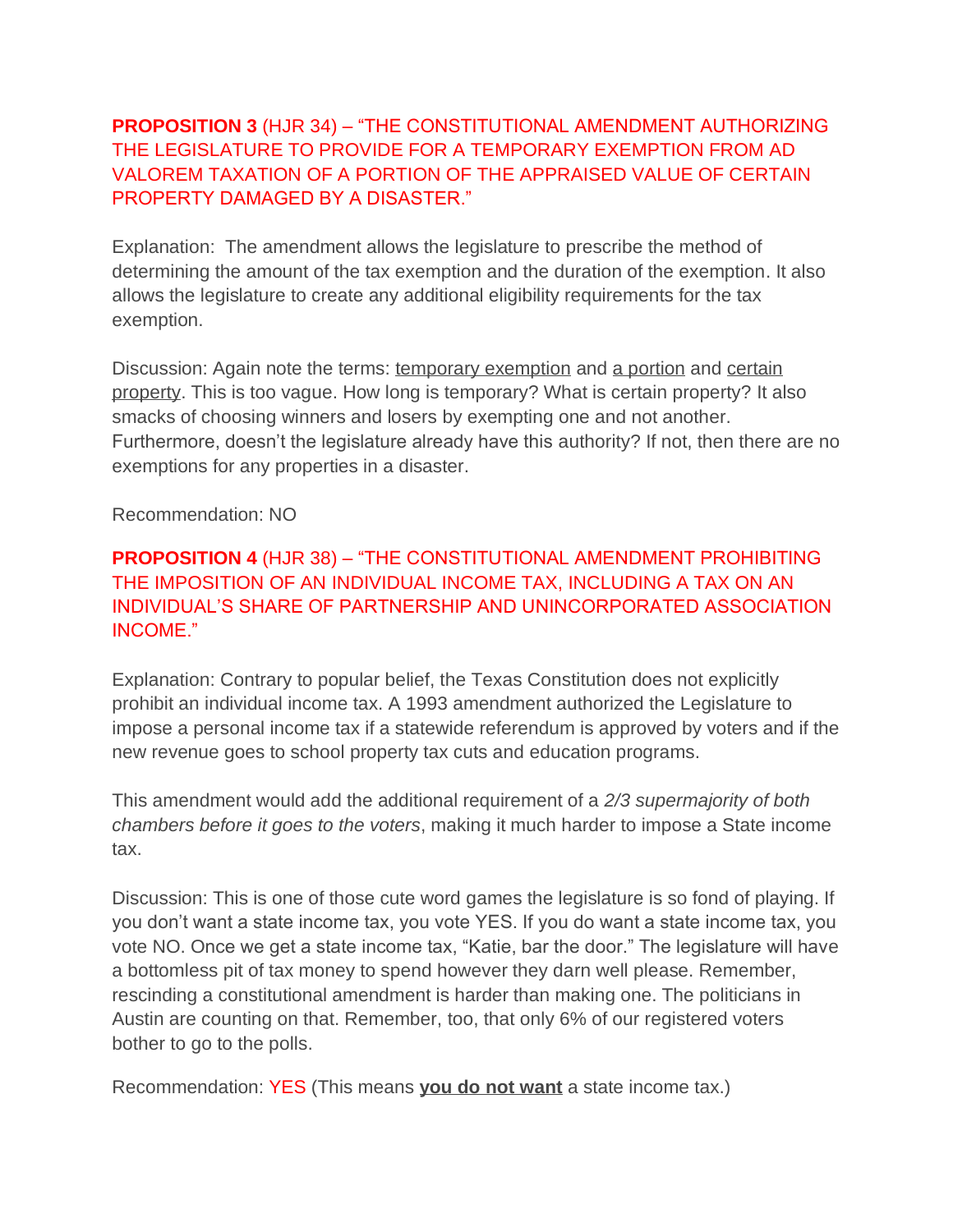**PROPOSITION 3** (HJR 34) – "THE CONSTITUTIONAL AMENDMENT AUTHORIZING THE LEGISLATURE TO PROVIDE FOR A TEMPORARY EXEMPTION FROM AD VALOREM TAXATION OF A PORTION OF THE APPRAISED VALUE OF CERTAIN PROPERTY DAMAGED BY A DISASTER."

Explanation: The amendment allows the legislature to prescribe the method of determining the amount of the tax exemption and the duration of the exemption. It also allows the legislature to create any additional eligibility requirements for the tax exemption.

Discussion: Again note the terms: temporary exemption and a portion and certain property. This is too vague. How long is temporary? What is certain property? It also smacks of choosing winners and losers by exempting one and not another. Furthermore, doesn't the legislature already have this authority? If not, then there are no exemptions for any properties in a disaster.

Recommendation: NO

**PROPOSITION 4** (HJR 38) – "THE CONSTITUTIONAL AMENDMENT PROHIBITING THE IMPOSITION OF AN INDIVIDUAL INCOME TAX, INCLUDING A TAX ON AN INDIVIDUAL'S SHARE OF PARTNERSHIP AND UNINCORPORATED ASSOCIATION INCOME."

Explanation: Contrary to popular belief, the Texas Constitution does not explicitly prohibit an individual income tax. A 1993 amendment authorized the Legislature to impose a personal income tax if a statewide referendum is approved by voters and if the new revenue goes to school property tax cuts and education programs.

This amendment would add the additional requirement of a *2/3 supermajority of both chambers before it goes to the voters*, making it much harder to impose a State income tax.

Discussion: This is one of those cute word games the legislature is so fond of playing. If you don't want a state income tax, you vote YES. If you do want a state income tax, you vote NO. Once we get a state income tax, "Katie, bar the door." The legislature will have a bottomless pit of tax money to spend however they darn well please. Remember, rescinding a constitutional amendment is harder than making one. The politicians in Austin are counting on that. Remember, too, that only 6% of our registered voters bother to go to the polls.

Recommendation: YES (This means **you do not want** a state income tax.)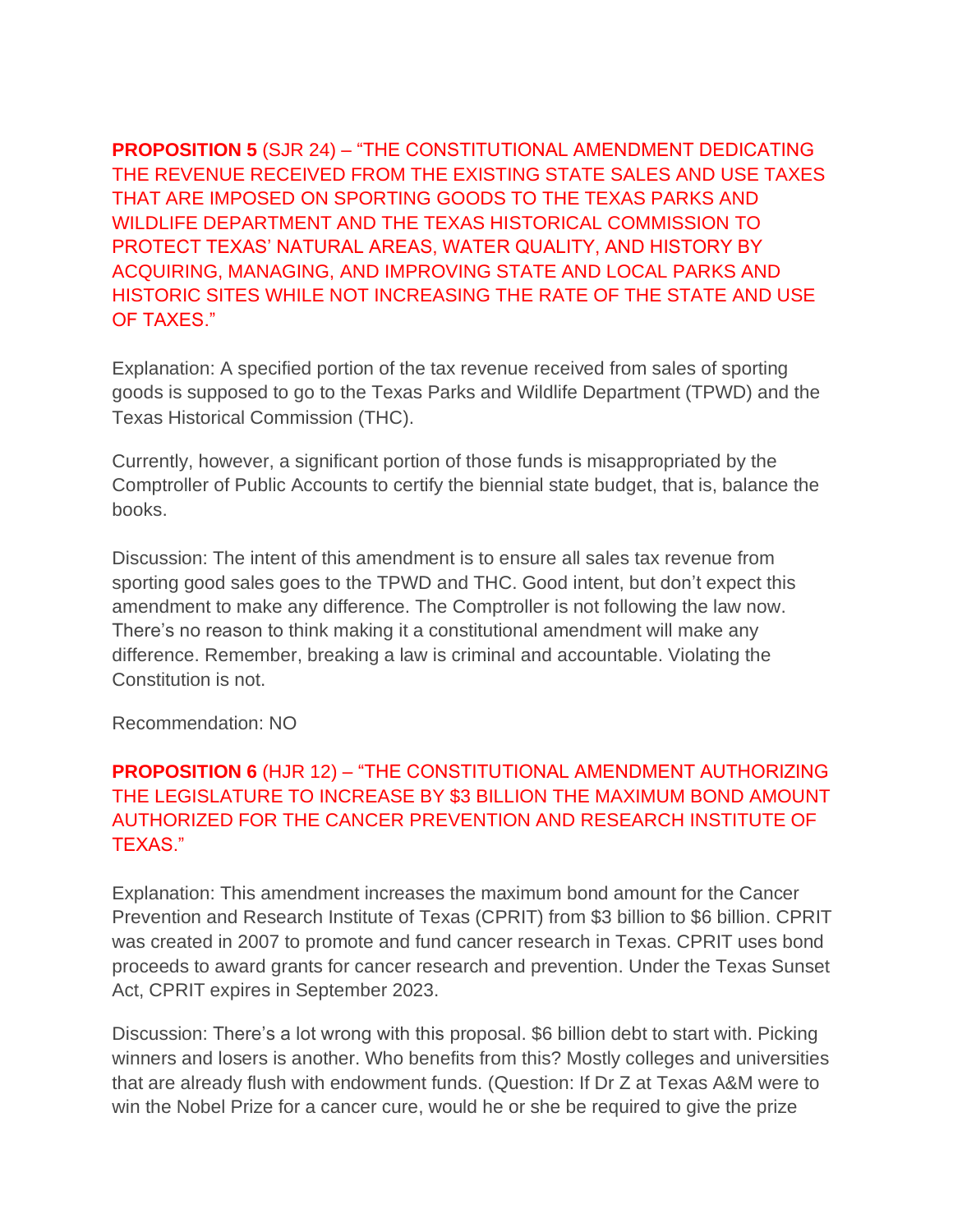**PROPOSITION 5** (SJR 24) – "THE CONSTITUTIONAL AMENDMENT DEDICATING THE REVENUE RECEIVED FROM THE EXISTING STATE SALES AND USE TAXES THAT ARE IMPOSED ON SPORTING GOODS TO THE TEXAS PARKS AND WILDLIFE DEPARTMENT AND THE TEXAS HISTORICAL COMMISSION TO PROTECT TEXAS' NATURAL AREAS, WATER QUALITY, AND HISTORY BY ACQUIRING, MANAGING, AND IMPROVING STATE AND LOCAL PARKS AND HISTORIC SITES WHILE NOT INCREASING THE RATE OF THE STATE AND USE OF TAXES."

Explanation: A specified portion of the tax revenue received from sales of sporting goods is supposed to go to the Texas Parks and Wildlife Department (TPWD) and the Texas Historical Commission (THC).

Currently, however, a significant portion of those funds is misappropriated by the Comptroller of Public Accounts to certify the biennial state budget, that is, balance the books.

Discussion: The intent of this amendment is to ensure all sales tax revenue from sporting good sales goes to the TPWD and THC. Good intent, but don't expect this amendment to make any difference. The Comptroller is not following the law now. There's no reason to think making it a constitutional amendment will make any difference. Remember, breaking a law is criminal and accountable. Violating the Constitution is not.

Recommendation: NO

**PROPOSITION 6** (HJR 12) – "THE CONSTITUTIONAL AMENDMENT AUTHORIZING THE LEGISLATURE TO INCREASE BY $3 BILLION THE MAXIMUM BOND AMOUNT AUTHORIZED FOR THE CANCER PREVENTION AND RESEARCH INSTITUTE OF TEXAS."

Explanation: This amendment increases the maximum bond amount for the Cancer Prevention and Research Institute of Texas (CPRIT) from $3 billion to $6 billion. CPRIT was created in 2007 to promote and fund cancer research in Texas. CPRIT uses bond proceeds to award grants for cancer research and prevention. Under the Texas Sunset Act, CPRIT expires in September 2023.

Discussion: There's a lot wrong with this proposal. $6 billion debt to start with. Picking winners and losers is another. Who benefits from this? Mostly colleges and universities that are already flush with endowment funds. (Question: If Dr Z at Texas A&M were to win the Nobel Prize for a cancer cure, would he or she be required to give the prize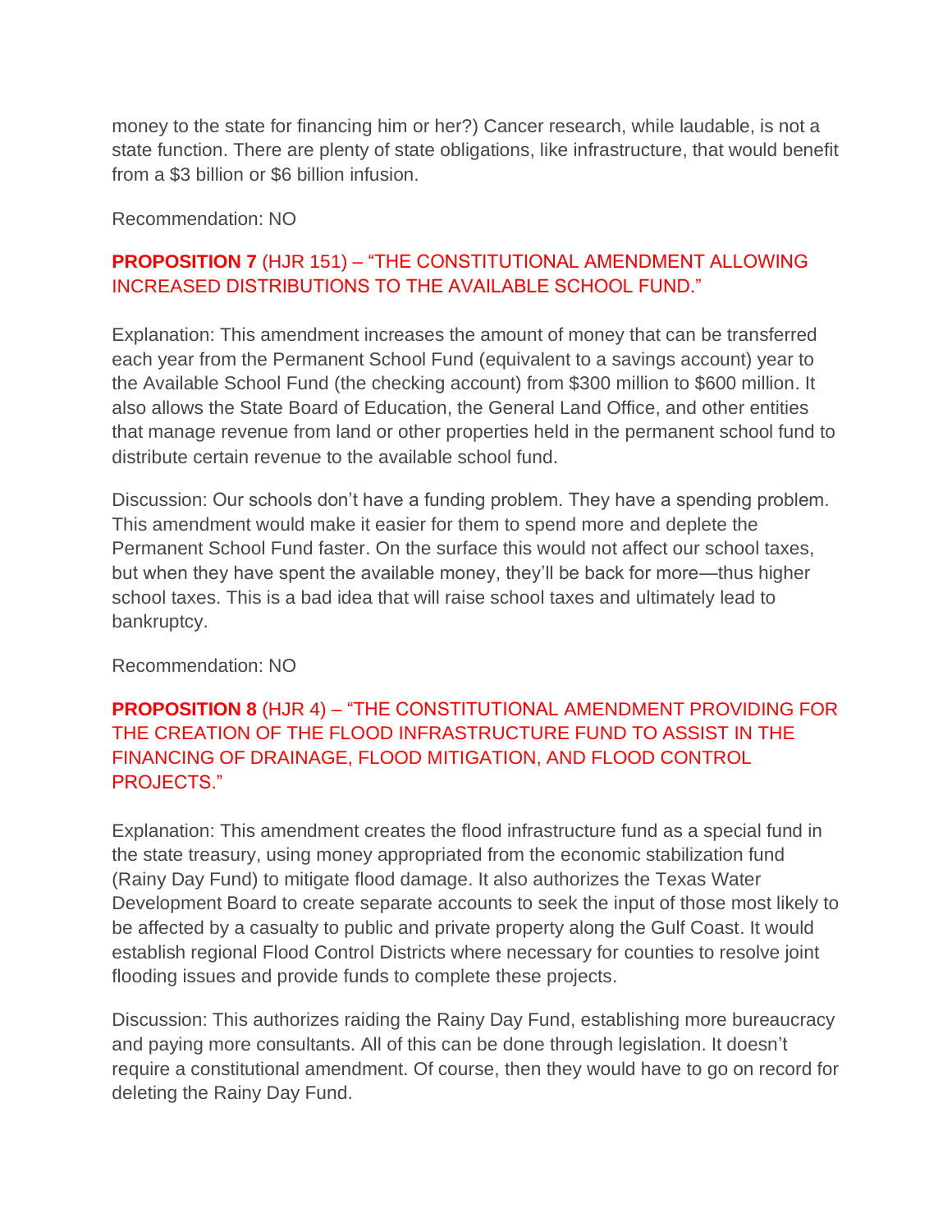money to the state for financing him or her?) Cancer research, while laudable, is not a state function. There are plenty of state obligations, like infrastructure, that would benefit from a $3 billion or $6 billion infusion.

Recommendation: NO

**PROPOSITION 7** (HJR 151) – "THE CONSTITUTIONAL AMENDMENT ALLOWING INCREASED DISTRIBUTIONS TO THE AVAILABLE SCHOOL FUND."

Explanation: This amendment increases the amount of money that can be transferred each year from the Permanent School Fund (equivalent to a savings account) year to the Available School Fund (the checking account) from $300 million to $600 million. It also allows the State Board of Education, the General Land Office, and other entities that manage revenue from land or other properties held in the permanent school fund to distribute certain revenue to the available school fund.

Discussion: Our schools don't have a funding problem. They have a spending problem. This amendment would make it easier for them to spend more and deplete the Permanent School Fund faster. On the surface this would not affect our school taxes, but when they have spent the available money, they'll be back for more—thus higher school taxes. This is a bad idea that will raise school taxes and ultimately lead to bankruptcy.

Recommendation: NO

**PROPOSITION 8** (HJR 4) – "THE CONSTITUTIONAL AMENDMENT PROVIDING FOR THE CREATION OF THE FLOOD INFRASTRUCTURE FUND TO ASSIST IN THE FINANCING OF DRAINAGE, FLOOD MITIGATION, AND FLOOD CONTROL PROJECTS."

Explanation: This amendment creates the flood infrastructure fund as a special fund in the state treasury, using money appropriated from the economic stabilization fund (Rainy Day Fund) to mitigate flood damage. It also authorizes the Texas Water Development Board to create separate accounts to seek the input of those most likely to be affected by a casualty to public and private property along the Gulf Coast. It would establish regional Flood Control Districts where necessary for counties to resolve joint flooding issues and provide funds to complete these projects.

Discussion: This authorizes raiding the Rainy Day Fund, establishing more bureaucracy and paying more consultants. All of this can be done through legislation. It doesn't require a constitutional amendment. Of course, then they would have to go on record for deleting the Rainy Day Fund.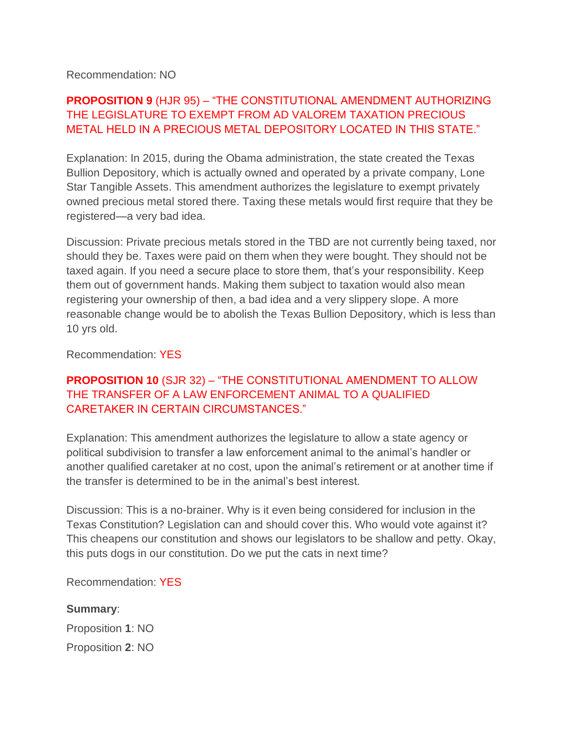Recommendation: NO

**PROPOSITION 9** (HJR 95) – "THE CONSTITUTIONAL AMENDMENT AUTHORIZING THE LEGISLATURE TO EXEMPT FROM AD VALOREM TAXATION PRECIOUS METAL HELD IN A PRECIOUS METAL DEPOSITORY LOCATED IN THIS STATE."

Explanation: In 2015, during the Obama administration, the state created the Texas Bullion Depository, which is actually owned and operated by a private company, Lone Star Tangible Assets. This amendment authorizes the legislature to exempt privately owned precious metal stored there. Taxing these metals would first require that they be registered—a very bad idea.

Discussion: Private precious metals stored in the TBD are not currently being taxed, nor should they be. Taxes were paid on them when they were bought. They should not be taxed again. If you need a secure place to store them, that's your responsibility. Keep them out of government hands. Making them subject to taxation would also mean registering your ownership of then, a bad idea and a very slippery slope. A more reasonable change would be to abolish the Texas Bullion Depository, which is less than 10 yrs old.

Recommendation: YES

**PROPOSITION 10** (SJR 32) – "THE CONSTITUTIONAL AMENDMENT TO ALLOW THE TRANSFER OF A LAW ENFORCEMENT ANIMAL TO A QUALIFIED CARETAKER IN CERTAIN CIRCUMSTANCES."

Explanation: This amendment authorizes the legislature to allow a state agency or political subdivision to transfer a law enforcement animal to the animal's handler or another qualified caretaker at no cost, upon the animal's retirement or at another time if the transfer is determined to be in the animal's best interest.

Discussion: This is a no-brainer. Why is it even being considered for inclusion in the Texas Constitution? Legislation can and should cover this. Who would vote against it? This cheapens our constitution and shows our legislators to be shallow and petty. Okay, this puts dogs in our constitution. Do we put the cats in next time?

Recommendation: YES

**Summary**:

Proposition **1**: NO

Proposition **2**: NO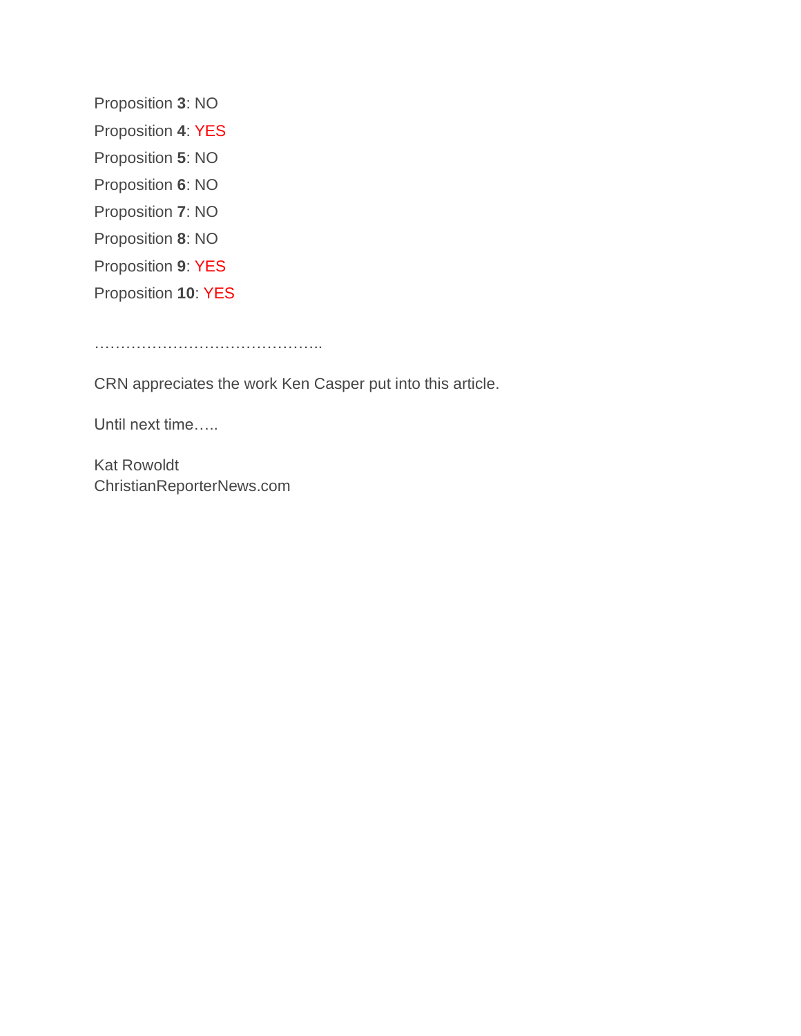Proposition **3**: NO

Proposition **4**: YES

Proposition **5**: NO

Proposition **6**: NO

Proposition **7**: NO

Proposition **8**: NO

Proposition **9**: YES

Proposition **10**: YES

……………………………………..

CRN appreciates the work Ken Casper put into this article.

Until next time…..

Kat Rowoldt
ChristianReporterNews.com